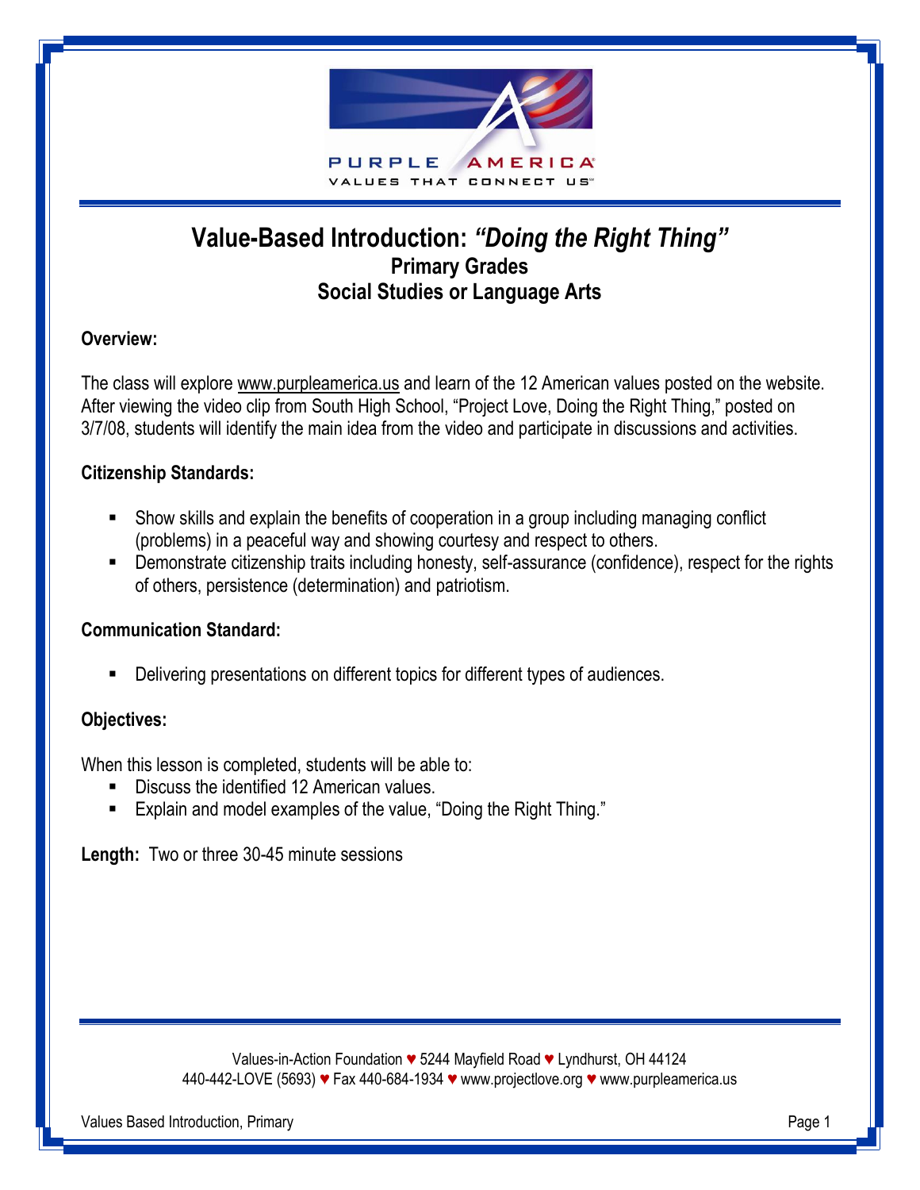# Value-Based Introduction: *"Doing the Right Thing"*

## Primary Grades
## Social Studies or Language Arts

**Overview:**

The class will explore www.purpleamerica.us and learn of the 12 American values posted on the website. After viewing the video clip from South High School, "Project Love, Doing the Right Thing," posted on 3/7/08, students will identify the main idea from the video and participate in discussions and activities.

**Citizenship Standards:**

- Show skills and explain the benefits of cooperation in a group including managing conflict (problems) in a peaceful way and showing courtesy and respect to others.
- Demonstrate citizenship traits including honesty, self-assurance (confidence), respect for the rights of others, persistence (determination) and patriotism.

**Communication Standard:**

- Delivering presentations on different topics for different types of audiences.

**Objectives:**

When this lesson is completed, students will be able to:

- Discuss the identified 12 American values.
- Explain and model examples of the value, "Doing the Right Thing."

**Length:** Two or three 30-45 minute sessions

Values-in-Action Foundation ♥ 5244 Mayfield Road ♥ Lyndhurst, OH 44124
440-442-LOVE (5693) ♥ Fax 440-684-1934 ♥ www.projectlove.org ♥ www.purpleamerica.us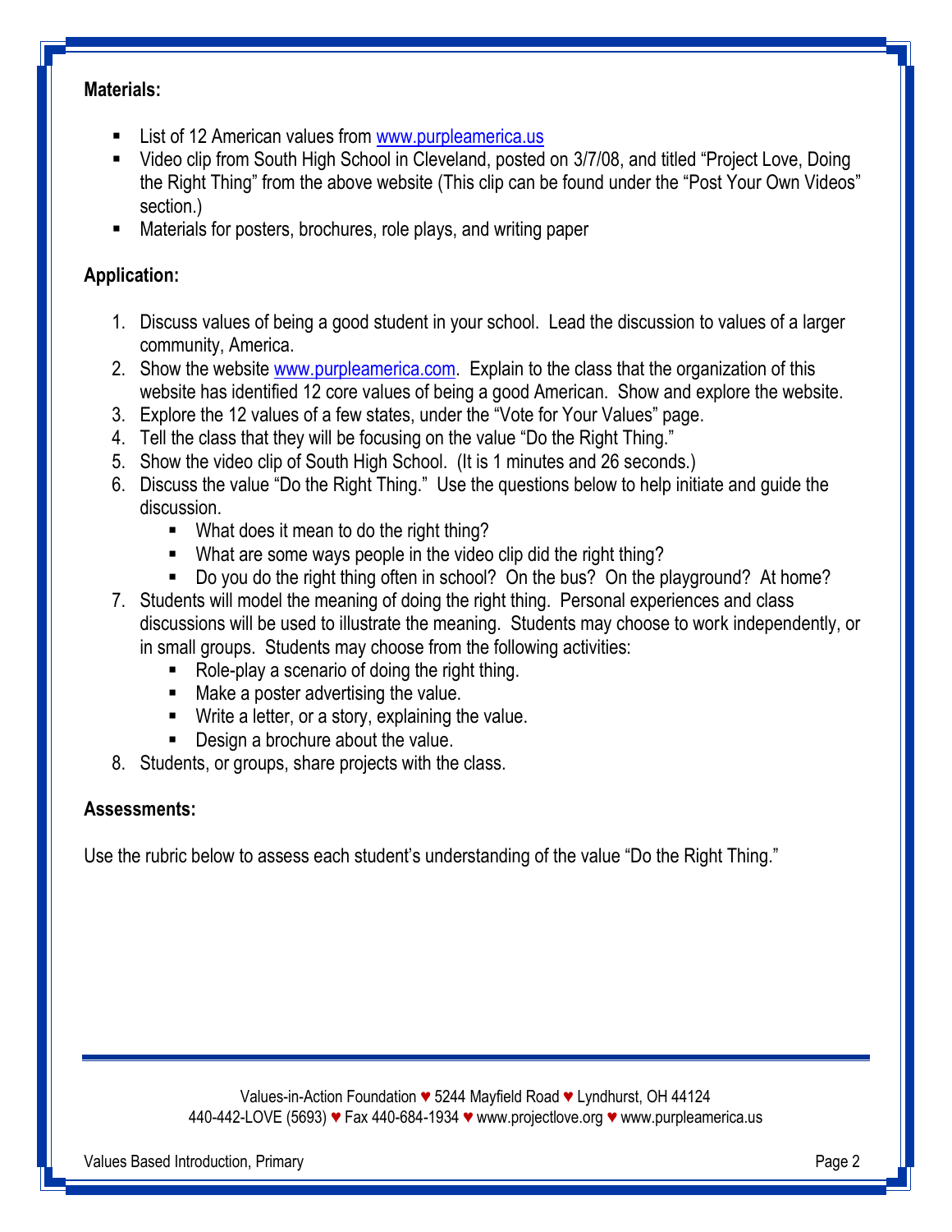**Materials:**

- List of 12 American values from www.purpleamerica.us
- Video clip from South High School in Cleveland, posted on 3/7/08, and titled "Project Love, Doing the Right Thing" from the above website (This clip can be found under the "Post Your Own Videos" section.)
- Materials for posters, brochures, role plays, and writing paper

**Application:**

1. Discuss values of being a good student in your school. Lead the discussion to values of a larger community, America.
2. Show the website www.purpleamerica.com. Explain to the class that the organization of this website has identified 12 core values of being a good American. Show and explore the website.
3. Explore the 12 values of a few states, under the "Vote for Your Values" page.
4. Tell the class that they will be focusing on the value "Do the Right Thing."
5. Show the video clip of South High School. (It is 1 minutes and 26 seconds.)
6. Discuss the value "Do the Right Thing." Use the questions below to help initiate and guide the discussion.
   - What does it mean to do the right thing?
   - What are some ways people in the video clip did the right thing?
   - Do you do the right thing often in school? On the bus? On the playground? At home?
7. Students will model the meaning of doing the right thing. Personal experiences and class discussions will be used to illustrate the meaning. Students may choose to work independently, or in small groups. Students may choose from the following activities:
   - Role-play a scenario of doing the right thing.
   - Make a poster advertising the value.
   - Write a letter, or a story, explaining the value.
   - Design a brochure about the value.
8. Students, or groups, share projects with the class.

**Assessments:**

Use the rubric below to assess each student's understanding of the value "Do the Right Thing."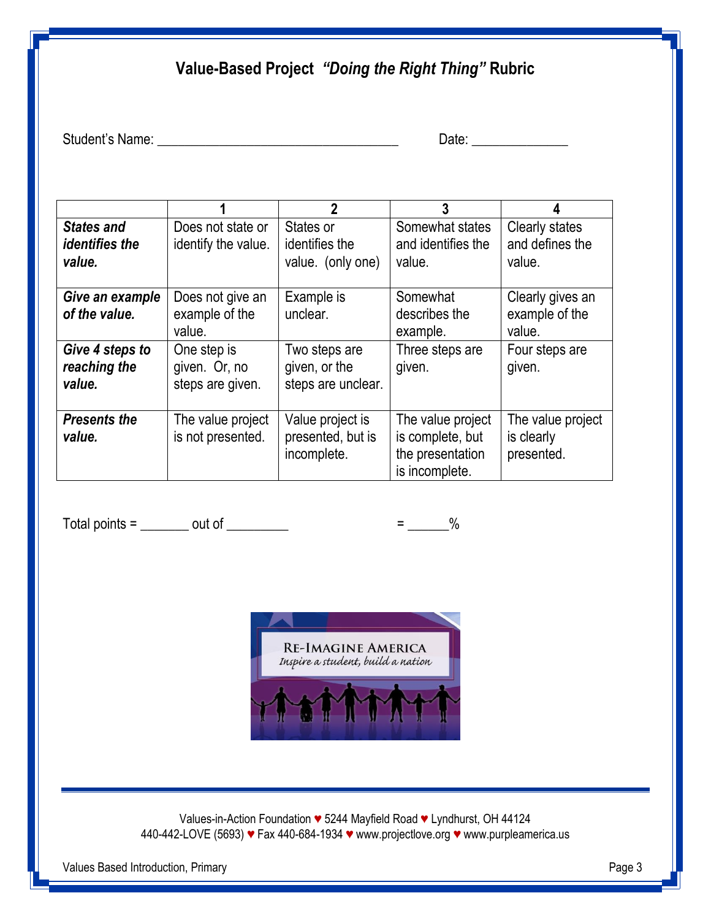## Value-Based Project *"Doing the Right Thing"* Rubric

Student's Name: ___________________________________ Date: ______________

| | 1 | 2 | 3 | 4 |
|---|---|---|---|---|
| ***States and identifies the value.*** | Does not state or identify the value. | States or identifies the value. (only one) | Somewhat states and identifies the value. | Clearly states and defines the value. |
| ***Give an example of the value.*** | Does not give an example of the value. | Example is unclear. | Somewhat describes the example. | Clearly gives an example of the value. |
| ***Give 4 steps to reaching the value.*** | One step is given. Or, no steps are given. | Two steps are given, or the steps are unclear. | Three steps are given. | Four steps are given. |
| ***Presents the value.*** | The value project is not presented. | Value project is presented, but is incomplete. | The value project is complete, but the presentation is incomplete. | The value project is clearly presented. |

Total points = _______ out of _________ = ______%

RE-IMAGINE AMERICA
*Inspire a student, build a nation*

Values-in-Action Foundation ♥ 5244 Mayfield Road ♥ Lyndhurst, OH 44124
440-442-LOVE (5693) ♥ Fax 440-684-1934 ♥ www.projectlove.org ♥ www.purpleamerica.us